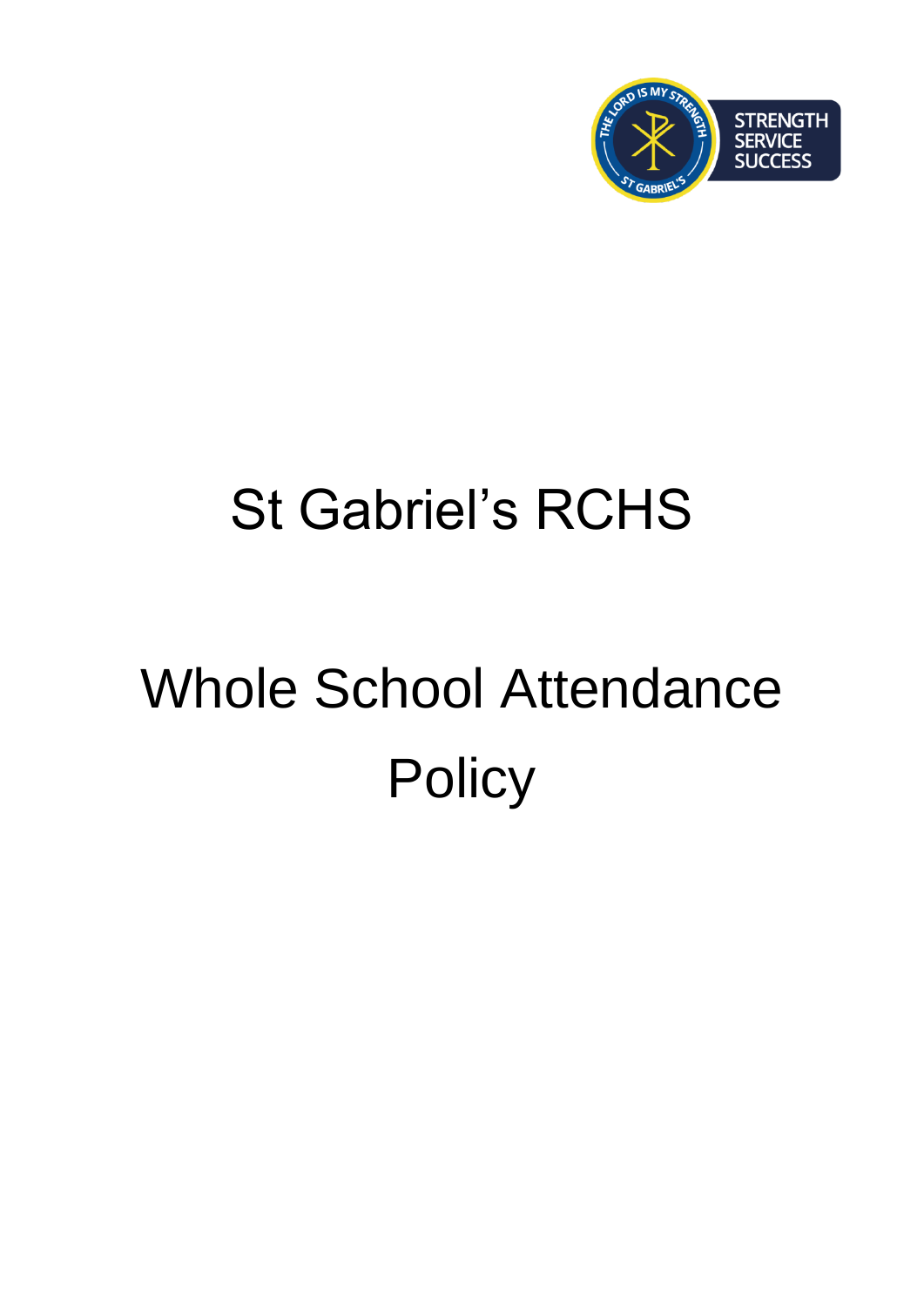# St Gabriel's RCHS

# Whole School Attendance Policy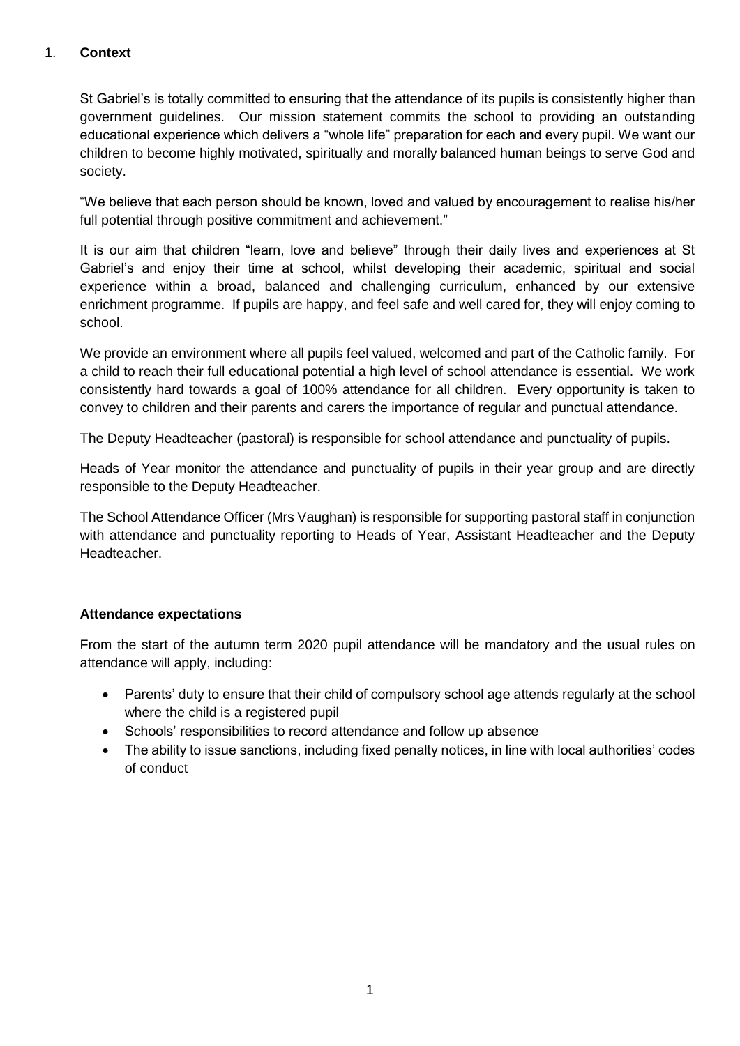## 1. **Context**

St Gabriel's is totally committed to ensuring that the attendance of its pupils is consistently higher than government guidelines. Our mission statement commits the school to providing an outstanding educational experience which delivers a "whole life" preparation for each and every pupil. We want our children to become highly motivated, spiritually and morally balanced human beings to serve God and society.

"We believe that each person should be known, loved and valued by encouragement to realise his/her full potential through positive commitment and achievement."

It is our aim that children "learn, love and believe" through their daily lives and experiences at St Gabriel's and enjoy their time at school, whilst developing their academic, spiritual and social experience within a broad, balanced and challenging curriculum, enhanced by our extensive enrichment programme. If pupils are happy, and feel safe and well cared for, they will enjoy coming to school.

We provide an environment where all pupils feel valued, welcomed and part of the Catholic family. For a child to reach their full educational potential a high level of school attendance is essential. We work consistently hard towards a goal of 100% attendance for all children. Every opportunity is taken to convey to children and their parents and carers the importance of regular and punctual attendance.

The Deputy Headteacher (pastoral) is responsible for school attendance and punctuality of pupils.

Heads of Year monitor the attendance and punctuality of pupils in their year group and are directly responsible to the Deputy Headteacher.

The School Attendance Officer (Mrs Vaughan) is responsible for supporting pastoral staff in conjunction with attendance and punctuality reporting to Heads of Year, Assistant Headteacher and the Deputy Headteacher.

### **Attendance expectations**

From the start of the autumn term 2020 pupil attendance will be mandatory and the usual rules on attendance will apply, including:

- Parents' duty to ensure that their child of compulsory school age attends regularly at the school where the child is a registered pupil
- Schools' responsibilities to record attendance and follow up absence
- The ability to issue sanctions, including fixed penalty notices, in line with local authorities' codes of conduct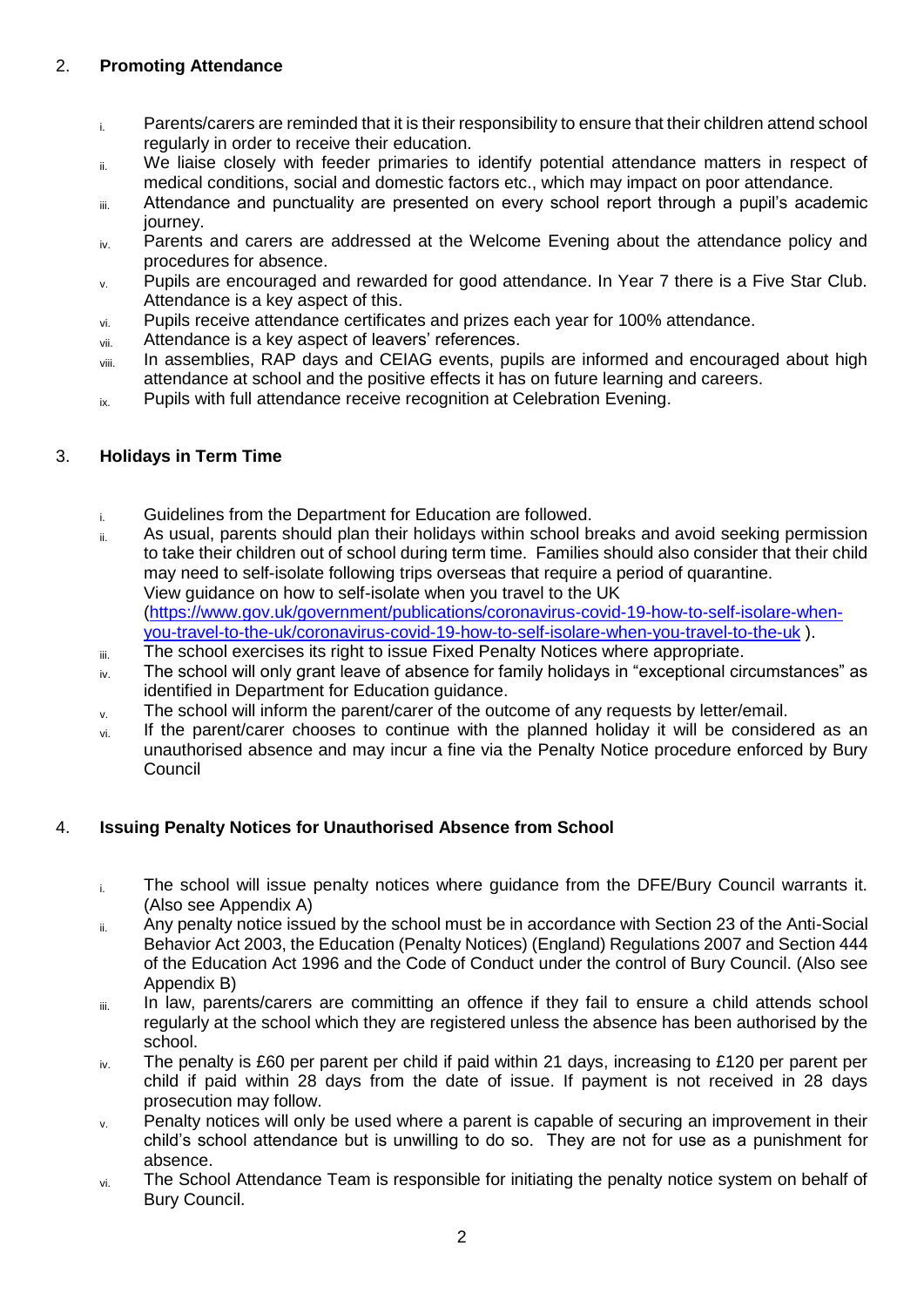## 2. Promoting Attendance

- i. Parents/carers are reminded that it is their responsibility to ensure that their children attend school regularly in order to receive their education.
- ii. We liaise closely with feeder primaries to identify potential attendance matters in respect of medical conditions, social and domestic factors etc., which may impact on poor attendance.
- iii. Attendance and punctuality are presented on every school report through a pupil's academic journey.
- iv. Parents and carers are addressed at the Welcome Evening about the attendance policy and procedures for absence.
- v. Pupils are encouraged and rewarded for good attendance. In Year 7 there is a Five Star Club. Attendance is a key aspect of this.
- vi. Pupils receive attendance certificates and prizes each year for 100% attendance.
- vii. Attendance is a key aspect of leavers' references.
- viii. In assemblies, RAP days and CEIAG events, pupils are informed and encouraged about high attendance at school and the positive effects it has on future learning and careers.
- ix. Pupils with full attendance receive recognition at Celebration Evening.

## 3. Holidays in Term Time

- i. Guidelines from the Department for Education are followed.
- ii. As usual, parents should plan their holidays within school breaks and avoid seeking permission to take their children out of school during term time. Families should also consider that their child may need to self-isolate following trips overseas that require a period of quarantine. View guidance on how to self-isolate when you travel to the UK ([https://www.gov.uk/government/publications/coronavirus-covid-19-how-to-self-isolare-when-you-travel-to-the-uk/coronavirus-covid-19-how-to-self-isolare-when-you-travel-to-the-uk](https://www.gov.uk/government/publications/coronavirus-covid-19-how-to-self-isolare-when-you-travel-to-the-uk/coronavirus-covid-19-how-to-self-isolare-when-you-travel-to-the-uk) ).
- iii. The school exercises its right to issue Fixed Penalty Notices where appropriate.
- iv. The school will only grant leave of absence for family holidays in "exceptional circumstances" as identified in Department for Education guidance.
- v. The school will inform the parent/carer of the outcome of any requests by letter/email.
- vi. If the parent/carer chooses to continue with the planned holiday it will be considered as an unauthorised absence and may incur a fine via the Penalty Notice procedure enforced by Bury Council

## 4. Issuing Penalty Notices for Unauthorised Absence from School

- i. The school will issue penalty notices where guidance from the DFE/Bury Council warrants it. (Also see Appendix A)
- ii. Any penalty notice issued by the school must be in accordance with Section 23 of the Anti-Social Behavior Act 2003, the Education (Penalty Notices) (England) Regulations 2007 and Section 444 of the Education Act 1996 and the Code of Conduct under the control of Bury Council. (Also see Appendix B)
- iii. In law, parents/carers are committing an offence if they fail to ensure a child attends school regularly at the school which they are registered unless the absence has been authorised by the school.
- iv. The penalty is £60 per parent per child if paid within 21 days, increasing to £120 per parent per child if paid within 28 days from the date of issue. If payment is not received in 28 days prosecution may follow.
- v. Penalty notices will only be used where a parent is capable of securing an improvement in their child's school attendance but is unwilling to do so. They are not for use as a punishment for absence.
- vi. The School Attendance Team is responsible for initiating the penalty notice system on behalf of Bury Council.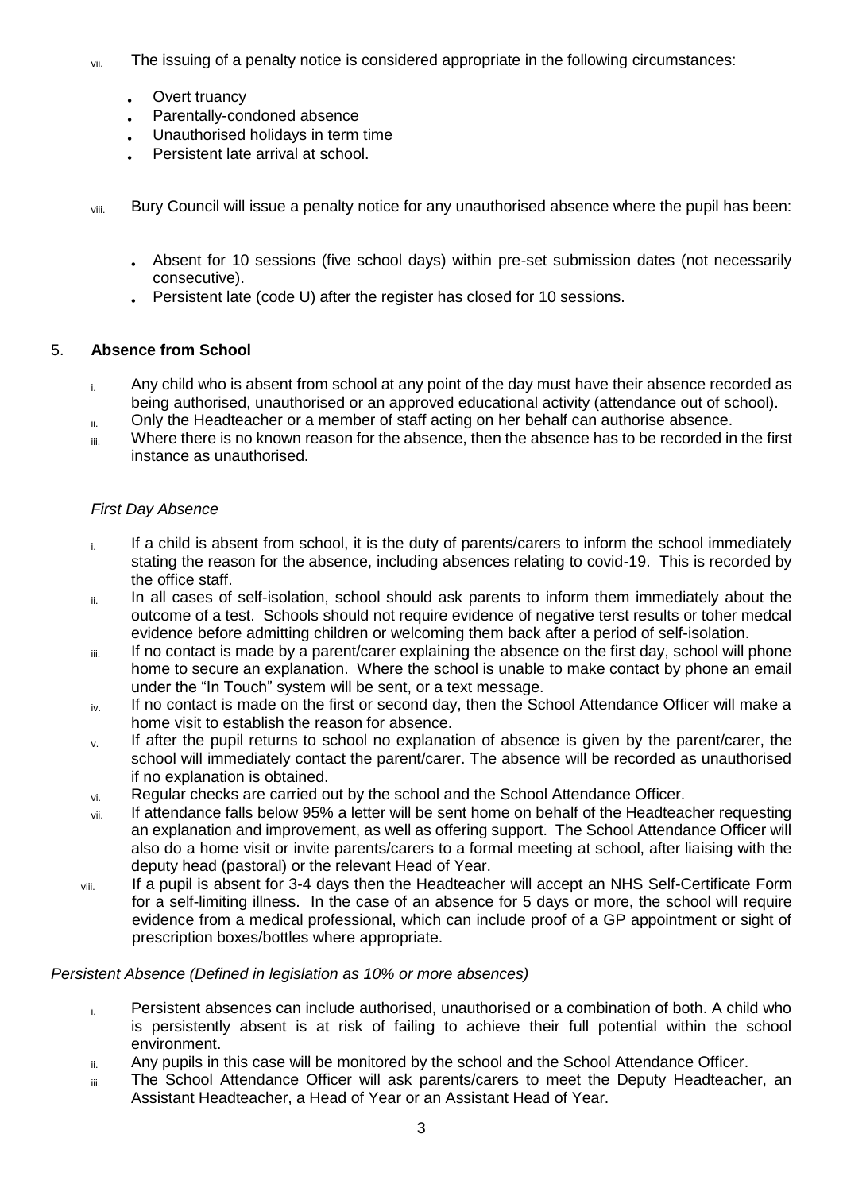vii. The issuing of a penalty notice is considered appropriate in the following circumstances:

- Overt truancy
- Parentally-condoned absence
- Unauthorised holidays in term time
- Persistent late arrival at school.

viii. Bury Council will issue a penalty notice for any unauthorised absence where the pupil has been:

- Absent for 10 sessions (five school days) within pre-set submission dates (not necessarily consecutive).
- Persistent late (code U) after the register has closed for 10 sessions.

## 5. **Absence from School**

i. Any child who is absent from school at any point of the day must have their absence recorded as being authorised, unauthorised or an approved educational activity (attendance out of school).

ii. Only the Headteacher or a member of staff acting on her behalf can authorise absence.

iii. Where there is no known reason for the absence, then the absence has to be recorded in the first instance as unauthorised.

*First Day Absence*

i. If a child is absent from school, it is the duty of parents/carers to inform the school immediately stating the reason for the absence, including absences relating to covid-19. This is recorded by the office staff.

ii. In all cases of self-isolation, school should ask parents to inform them immediately about the outcome of a test. Schools should not require evidence of negative terst results or toher medcal evidence before admitting children or welcoming them back after a period of self-isolation.

iii. If no contact is made by a parent/carer explaining the absence on the first day, school will phone home to secure an explanation. Where the school is unable to make contact by phone an email under the "In Touch" system will be sent, or a text message.

iv. If no contact is made on the first or second day, then the School Attendance Officer will make a home visit to establish the reason for absence.

v. If after the pupil returns to school no explanation of absence is given by the parent/carer, the school will immediately contact the parent/carer. The absence will be recorded as unauthorised if no explanation is obtained.

vi. Regular checks are carried out by the school and the School Attendance Officer.

vii. If attendance falls below 95% a letter will be sent home on behalf of the Headteacher requesting an explanation and improvement, as well as offering support. The School Attendance Officer will also do a home visit or invite parents/carers to a formal meeting at school, after liaising with the deputy head (pastoral) or the relevant Head of Year.

viii. If a pupil is absent for 3-4 days then the Headteacher will accept an NHS Self-Certificate Form for a self-limiting illness. In the case of an absence for 5 days or more, the school will require evidence from a medical professional, which can include proof of a GP appointment or sight of prescription boxes/bottles where appropriate.

*Persistent Absence (Defined in legislation as 10% or more absences)*

i. Persistent absences can include authorised, unauthorised or a combination of both. A child who is persistently absent is at risk of failing to achieve their full potential within the school environment.

ii. Any pupils in this case will be monitored by the school and the School Attendance Officer.

iii. The School Attendance Officer will ask parents/carers to meet the Deputy Headteacher, an Assistant Headteacher, a Head of Year or an Assistant Head of Year.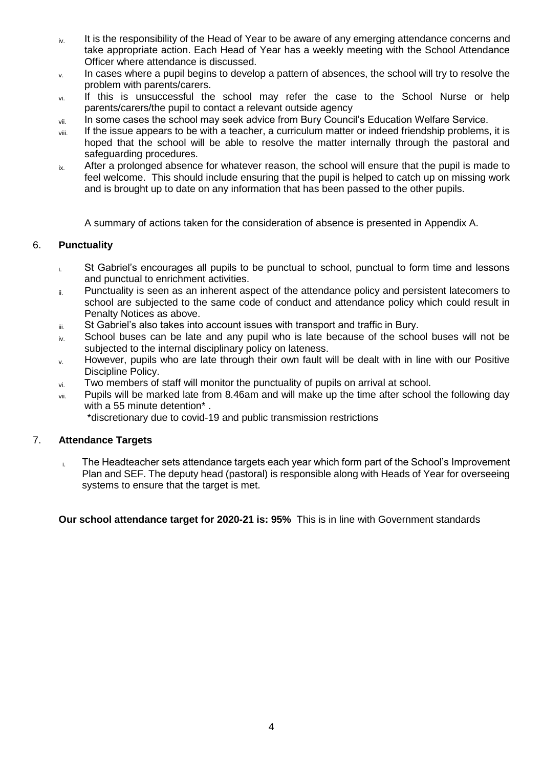iv. It is the responsibility of the Head of Year to be aware of any emerging attendance concerns and take appropriate action. Each Head of Year has a weekly meeting with the School Attendance Officer where attendance is discussed.

v. In cases where a pupil begins to develop a pattern of absences, the school will try to resolve the problem with parents/carers.

vi. If this is unsuccessful the school may refer the case to the School Nurse or help parents/carers/the pupil to contact a relevant outside agency

vii. In some cases the school may seek advice from Bury Council's Education Welfare Service.

viii. If the issue appears to be with a teacher, a curriculum matter or indeed friendship problems, it is hoped that the school will be able to resolve the matter internally through the pastoral and safeguarding procedures.

ix. After a prolonged absence for whatever reason, the school will ensure that the pupil is made to feel welcome. This should include ensuring that the pupil is helped to catch up on missing work and is brought up to date on any information that has been passed to the other pupils.

A summary of actions taken for the consideration of absence is presented in Appendix A.

## 6. **Punctuality**

i. St Gabriel's encourages all pupils to be punctual to school, punctual to form time and lessons and punctual to enrichment activities.

ii. Punctuality is seen as an inherent aspect of the attendance policy and persistent latecomers to school are subjected to the same code of conduct and attendance policy which could result in Penalty Notices as above.

iii. St Gabriel's also takes into account issues with transport and traffic in Bury.

iv. School buses can be late and any pupil who is late because of the school buses will not be subjected to the internal disciplinary policy on lateness.

v. However, pupils who are late through their own fault will be dealt with in line with our Positive Discipline Policy.

vi. Two members of staff will monitor the punctuality of pupils on arrival at school.

vii. Pupils will be marked late from 8.46am and will make up the time after school the following day with a 55 minute detention* .

*discretionary due to covid-19 and public transmission restrictions

## 7. **Attendance Targets**

i. The Headteacher sets attendance targets each year which form part of the School's Improvement Plan and SEF. The deputy head (pastoral) is responsible along with Heads of Year for overseeing systems to ensure that the target is met.

**Our school attendance target for 2020-21 is: 95%** This is in line with Government standards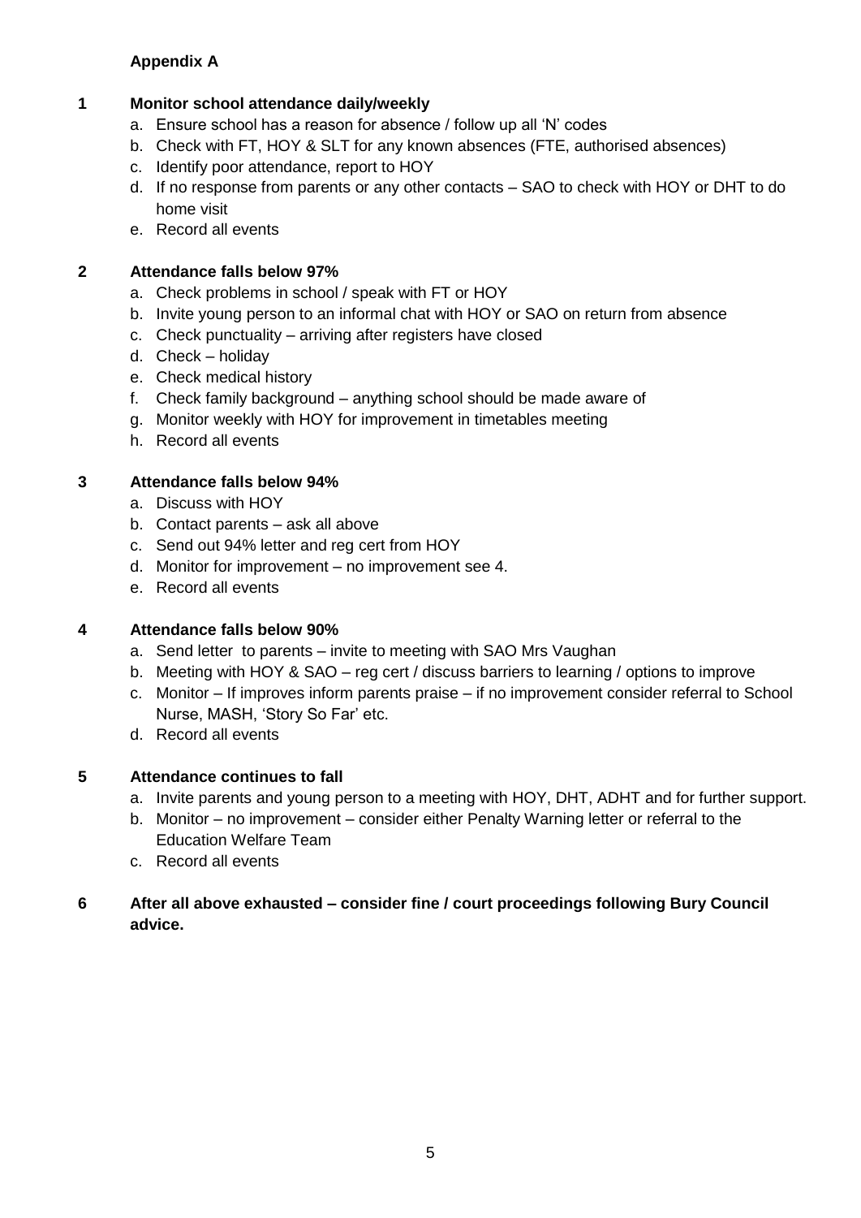**Appendix A**

**1 Monitor school attendance daily/weekly**

a. Ensure school has a reason for absence / follow up all 'N' codes
b. Check with FT, HOY & SLT for any known absences (FTE, authorised absences)
c. Identify poor attendance, report to HOY
d. If no response from parents or any other contacts – SAO to check with HOY or DHT to do home visit
e. Record all events

**2 Attendance falls below 97%**

a. Check problems in school / speak with FT or HOY
b. Invite young person to an informal chat with HOY or SAO on return from absence
c. Check punctuality – arriving after registers have closed
d. Check – holiday
e. Check medical history
f. Check family background – anything school should be made aware of
g. Monitor weekly with HOY for improvement in timetables meeting
h. Record all events

**3 Attendance falls below 94%**

a. Discuss with HOY
b. Contact parents – ask all above
c. Send out 94% letter and reg cert from HOY
d. Monitor for improvement – no improvement see 4.
e. Record all events

**4 Attendance falls below 90%**

a. Send letter to parents – invite to meeting with SAO Mrs Vaughan
b. Meeting with HOY & SAO – reg cert / discuss barriers to learning / options to improve
c. Monitor – If improves inform parents praise – if no improvement consider referral to School Nurse, MASH, 'Story So Far' etc.
d. Record all events

**5 Attendance continues to fall**

a. Invite parents and young person to a meeting with HOY, DHT, ADHT and for further support.
b. Monitor – no improvement – consider either Penalty Warning letter or referral to the Education Welfare Team
c. Record all events

**6 After all above exhausted – consider fine / court proceedings following Bury Council advice.**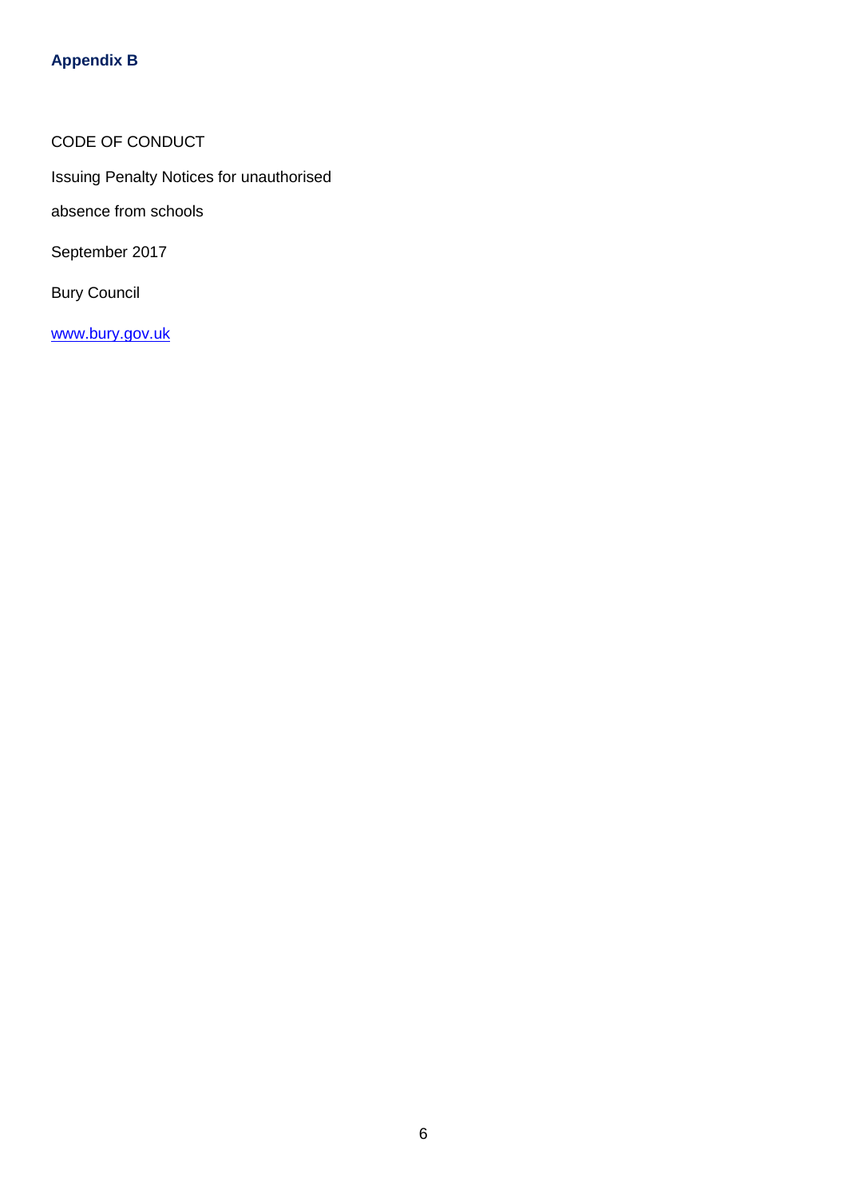**Appendix B**

CODE OF CONDUCT

Issuing Penalty Notices for unauthorised

absence from schools

September 2017

Bury Council

[www.bury.gov.uk](http://www.bury.gov.uk)